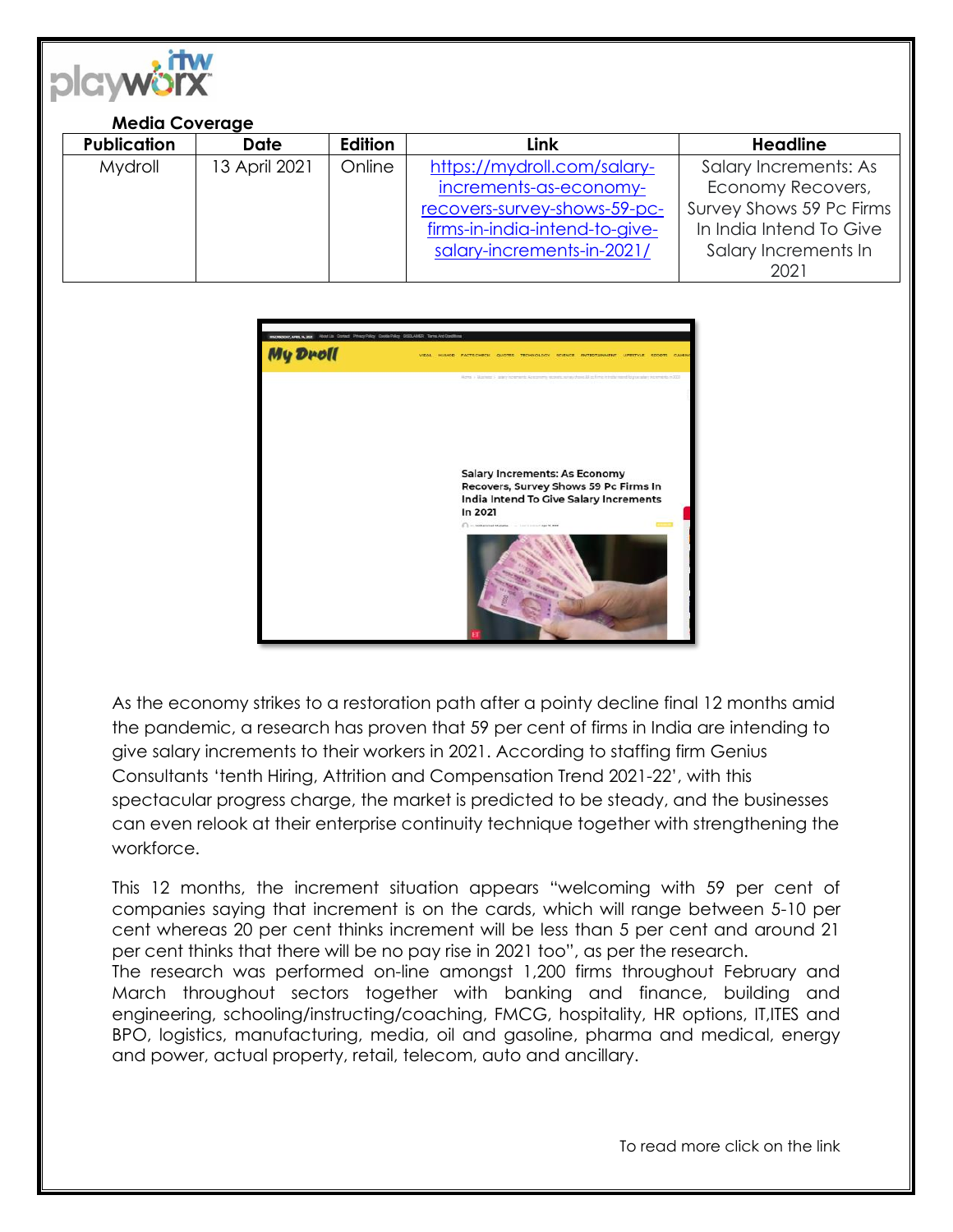**Media Coverage**

| Publication | Date | Edition | Link | Headline |
|---|---|---|---|---|
| Mydroll | 13 April 2021 | Online | https://mydroll.com/salary-increments-as-economy-recovers-survey-shows-59-pc-firms-in-india-intend-to-give-salary-increments-in-2021/ | Salary Increments: As Economy Recovers, Survey Shows 59 Pc Firms In India Intend To Give Salary Increments In 2021 |

As the economy strikes to a restoration path after a pointy decline final 12 months amid the pandemic, a research has proven that 59 per cent of firms in India are intending to give salary increments to their workers in 2021. According to staffing firm Genius Consultants 'tenth Hiring, Attrition and Compensation Trend 2021-22', with this spectacular progress charge, the market is predicted to be steady, and the businesses can even relook at their enterprise continuity technique together with strengthening the workforce.

This 12 months, the increment situation appears "welcoming with 59 per cent of companies saying that increment is on the cards, which will range between 5-10 per cent whereas 20 per cent thinks increment will be less than 5 per cent and around 21 per cent thinks that there will be no pay rise in 2021 too", as per the research.
The research was performed on-line amongst 1,200 firms throughout February and March throughout sectors together with banking and finance, building and engineering, schooling/instructing/coaching, FMCG, hospitality, HR options, IT,ITES and BPO, logistics, manufacturing, media, oil and gasoline, pharma and medical, energy and power, actual property, retail, telecom, auto and ancillary.

To read more click on the link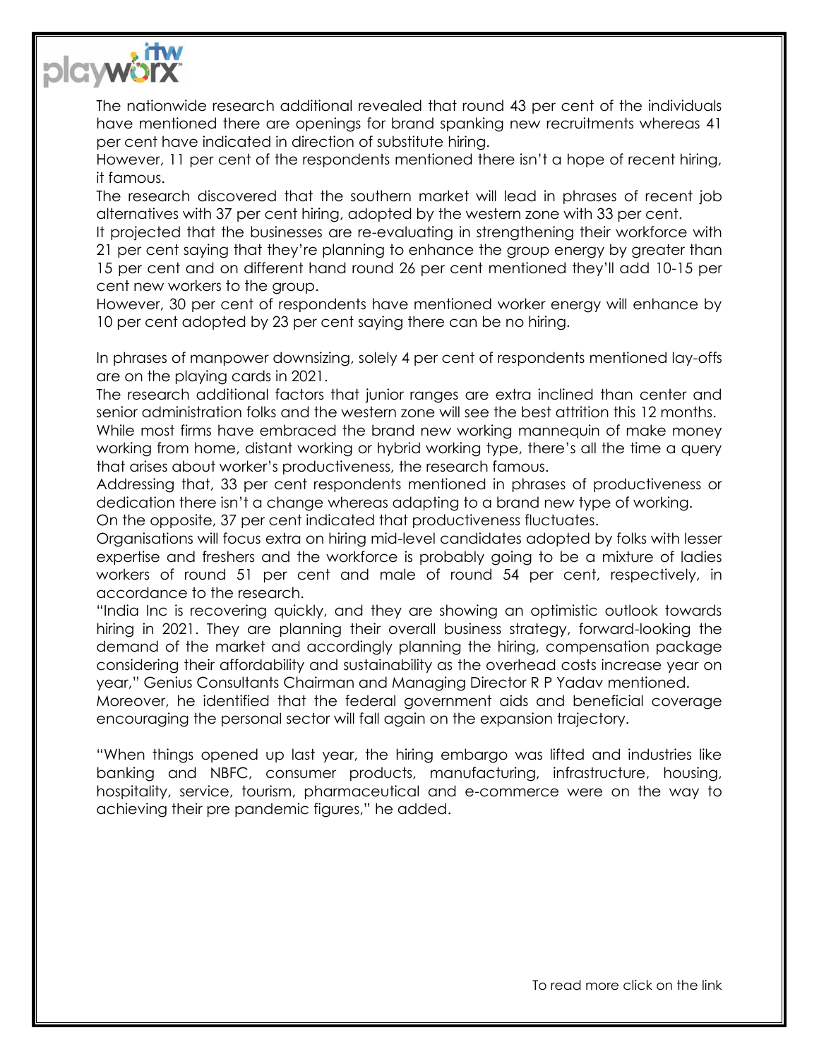The nationwide research additional revealed that round 43 per cent of the individuals have mentioned there are openings for brand spanking new recruitments whereas 41 per cent have indicated in direction of substitute hiring.

However, 11 per cent of the respondents mentioned there isn't a hope of recent hiring, it famous.

The research discovered that the southern market will lead in phrases of recent job alternatives with 37 per cent hiring, adopted by the western zone with 33 per cent.

It projected that the businesses are re-evaluating in strengthening their workforce with 21 per cent saying that they're planning to enhance the group energy by greater than 15 per cent and on different hand round 26 per cent mentioned they'll add 10-15 per cent new workers to the group.

However, 30 per cent of respondents have mentioned worker energy will enhance by 10 per cent adopted by 23 per cent saying there can be no hiring.

In phrases of manpower downsizing, solely 4 per cent of respondents mentioned lay-offs are on the playing cards in 2021.

The research additional factors that junior ranges are extra inclined than center and senior administration folks and the western zone will see the best attrition this 12 months.

While most firms have embraced the brand new working mannequin of make money working from home, distant working or hybrid working type, there's all the time a query that arises about worker's productiveness, the research famous.

Addressing that, 33 per cent respondents mentioned in phrases of productiveness or dedication there isn't a change whereas adapting to a brand new type of working.

On the opposite, 37 per cent indicated that productiveness fluctuates.

Organisations will focus extra on hiring mid-level candidates adopted by folks with lesser expertise and freshers and the workforce is probably going to be a mixture of ladies workers of round 51 per cent and male of round 54 per cent, respectively, in accordance to the research.

"India Inc is recovering quickly, and they are showing an optimistic outlook towards hiring in 2021. They are planning their overall business strategy, forward-looking the demand of the market and accordingly planning the hiring, compensation package considering their affordability and sustainability as the overhead costs increase year on year," Genius Consultants Chairman and Managing Director R P Yadav mentioned.

Moreover, he identified that the federal government aids and beneficial coverage encouraging the personal sector will fall again on the expansion trajectory.

"When things opened up last year, the hiring embargo was lifted and industries like banking and NBFC, consumer products, manufacturing, infrastructure, housing, hospitality, service, tourism, pharmaceutical and e-commerce were on the way to achieving their pre pandemic figures," he added.

To read more click on the link